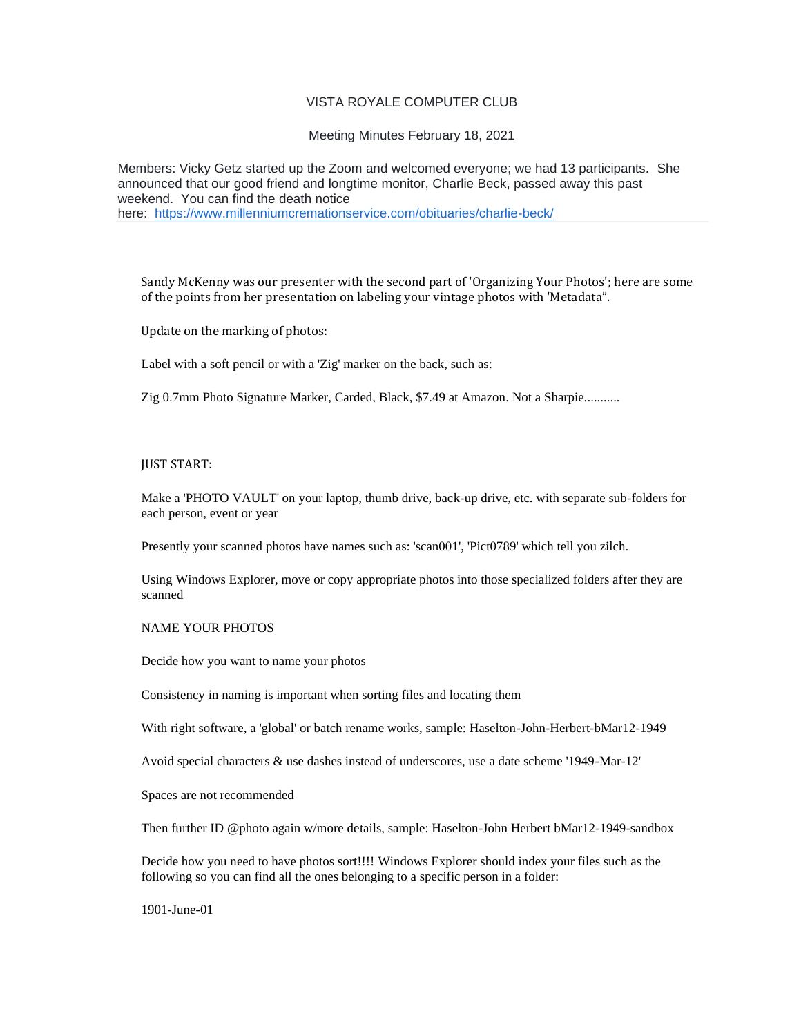# VISTA ROYALE COMPUTER CLUB

Meeting Minutes February 18, 2021

Members: Vicky Getz started up the Zoom and welcomed everyone; we had 13 participants. She announced that our good friend and longtime monitor, Charlie Beck, passed away this past weekend. You can find the death notice here: https://www.millenniumcremationservice.com/obituaries/charlie-beck/

Sandy McKenny was our presenter with the second part of 'Organizing Your Photos'; here are some of the points from her presentation on labeling your vintage photos with 'Metadata".

Update on the marking of photos:

Label with a soft pencil or with a 'Zig' marker on the back, such as:

Zig 0.7mm Photo Signature Marker, Carded, Black, $7.49 at Amazon. Not a Sharpie...........

JUST START:

Make a 'PHOTO VAULT' on your laptop, thumb drive, back-up drive, etc. with separate sub-folders for each person, event or year

Presently your scanned photos have names such as: 'scan001', 'Pict0789' which tell you zilch.

Using Windows Explorer, move or copy appropriate photos into those specialized folders after they are scanned

NAME YOUR PHOTOS

Decide how you want to name your photos

Consistency in naming is important when sorting files and locating them

With right software, a 'global' or batch rename works, sample: Haselton-John-Herbert-bMar12-1949

Avoid special characters & use dashes instead of underscores, use a date scheme '1949-Mar-12'

Spaces are not recommended

Then further ID @photo again w/more details, sample: Haselton-John Herbert bMar12-1949-sandbox

Decide how you need to have photos sort!!!! Windows Explorer should index your files such as the following so you can find all the ones belonging to a specific person in a folder:

1901-June-01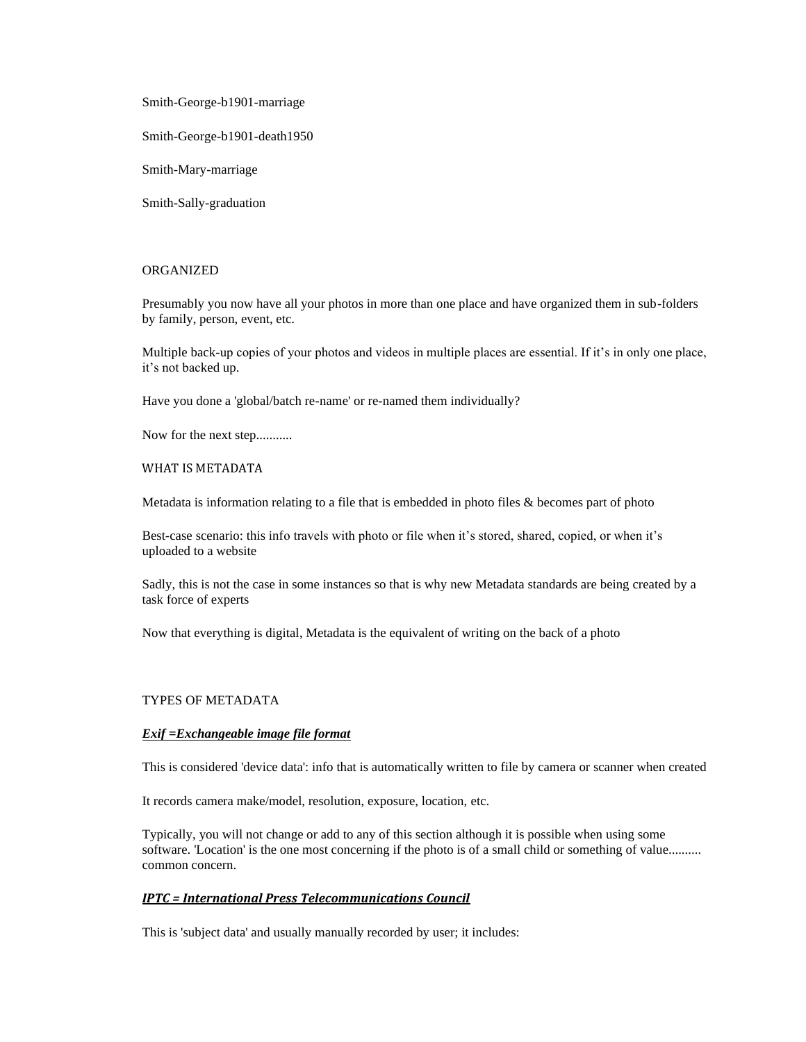Smith-George-b1901-marriage

Smith-George-b1901-death1950

Smith-Mary-marriage

Smith-Sally-graduation

## ORGANIZED

Presumably you now have all your photos in more than one place and have organized them in sub-folders by family, person, event, etc.

Multiple back-up copies of your photos and videos in multiple places are essential. If it's in only one place, it's not backed up.

Have you done a 'global/batch re-name' or re-named them individually?

Now for the next step...........

## WHAT IS METADATA

Metadata is information relating to a file that is embedded in photo files & becomes part of photo

Best-case scenario: this info travels with photo or file when it's stored, shared, copied, or when it's uploaded to a website

Sadly, this is not the case in some instances so that is why new Metadata standards are being created by a task force of experts

Now that everything is digital, Metadata is the equivalent of writing on the back of a photo

## TYPES OF METADATA

***Exif =Exchangeable image file format***

This is considered 'device data': info that is automatically written to file by camera or scanner when created

It records camera make/model, resolution, exposure, location, etc.

Typically, you will not change or add to any of this section although it is possible when using some software. 'Location' is the one most concerning if the photo is of a small child or something of value.......... common concern.

***IPTC = International Press Telecommunications Council***

This is 'subject data' and usually manually recorded by user; it includes: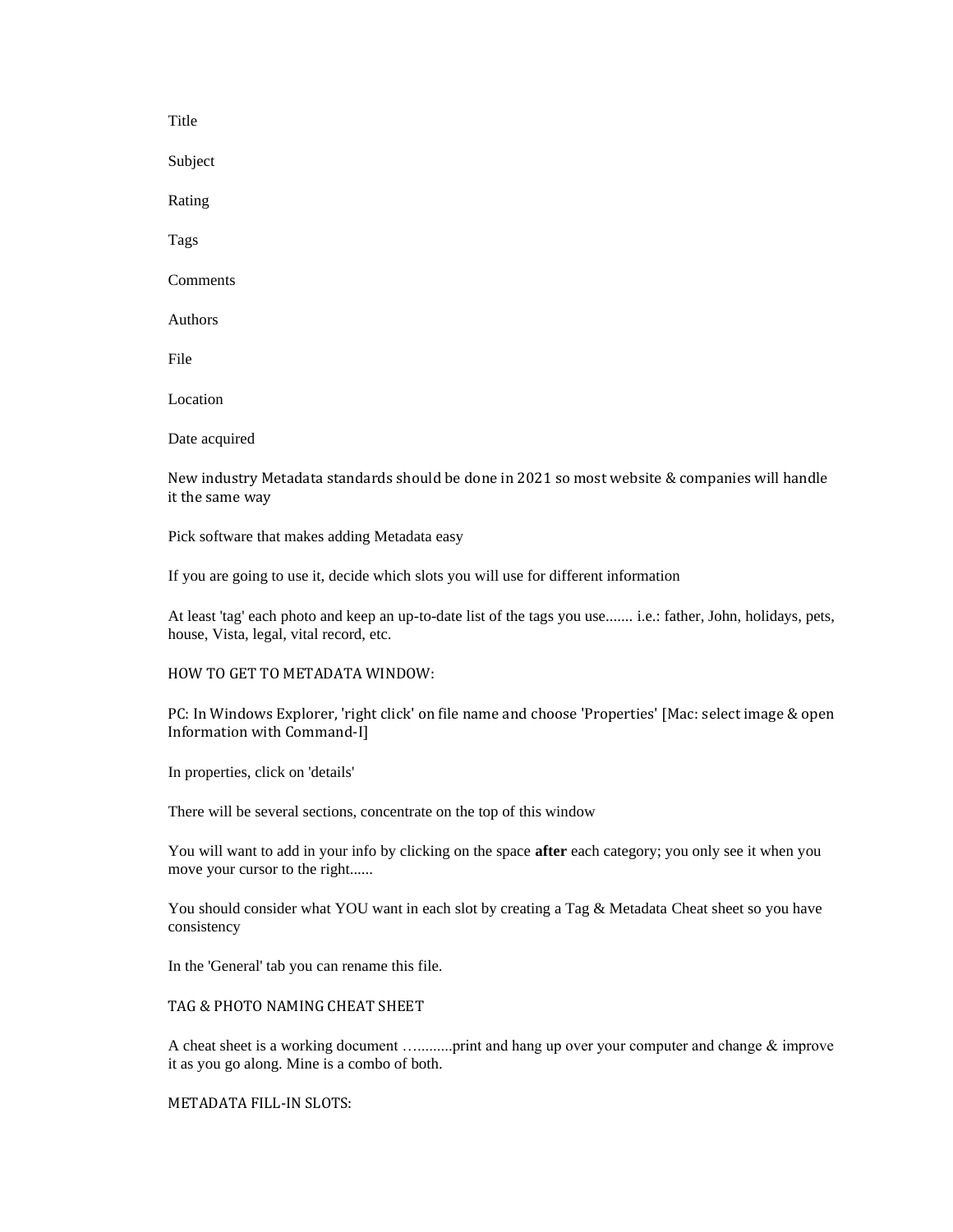Title

Subject

Rating

Tags

Comments

Authors

File

Location

Date acquired

New industry Metadata standards should be done in 2021 so most website & companies will handle it the same way

Pick software that makes adding Metadata easy

If you are going to use it, decide which slots you will use for different information

At least 'tag' each photo and keep an up-to-date list of the tags you use....... i.e.: father, John, holidays, pets, house, Vista, legal, vital record, etc.

HOW TO GET TO METADATA WINDOW:

PC: In Windows Explorer, 'right click' on file name and choose 'Properties' [Mac: select image & open Information with Command-I]

In properties, click on 'details'

There will be several sections, concentrate on the top of this window

You will want to add in your info by clicking on the space **after** each category; you only see it when you move your cursor to the right......

You should consider what YOU want in each slot by creating a Tag & Metadata Cheat sheet so you have consistency

In the 'General' tab you can rename this file.

TAG & PHOTO NAMING CHEAT SHEET

A cheat sheet is a working document …..........print and hang up over your computer and change & improve it as you go along. Mine is a combo of both.

METADATA FILL-IN SLOTS: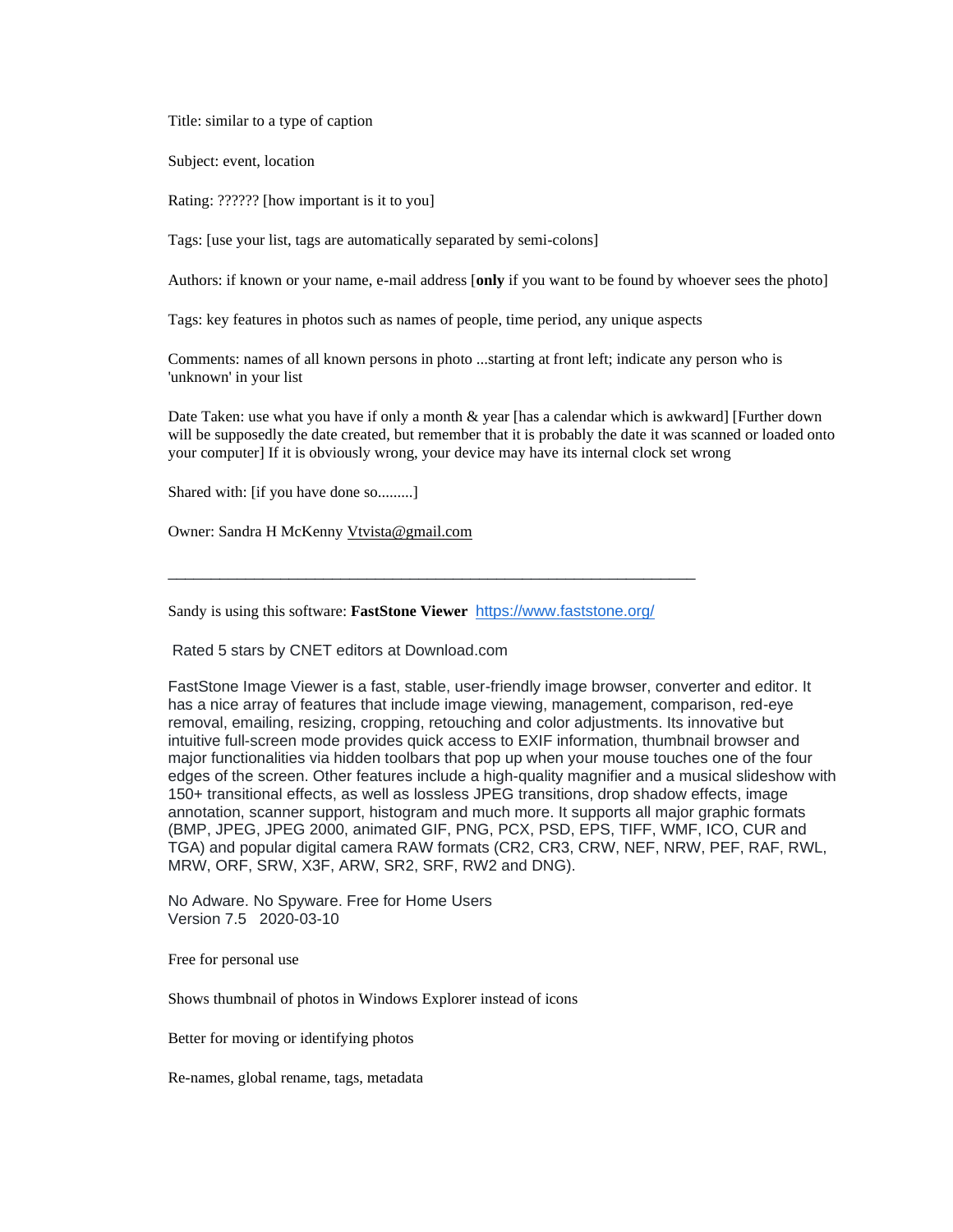Title: similar to a type of caption

Subject: event, location

Rating: ?????? [how important is it to you]

Tags: [use your list, tags are automatically separated by semi-colons]

Authors: if known or your name, e-mail address [**only** if you want to be found by whoever sees the photo]

Tags: key features in photos such as names of people, time period, any unique aspects

Comments: names of all known persons in photo ...starting at front left; indicate any person who is 'unknown' in your list

Date Taken: use what you have if only a month & year [has a calendar which is awkward] [Further down will be supposedly the date created, but remember that it is probably the date it was scanned or loaded onto your computer] If it is obviously wrong, your device may have its internal clock set wrong

Shared with: [if you have done so.........]

Owner: Sandra H McKenny Vtvista@gmail.com

---

Sandy is using this software: **FastStone Viewer** https://www.faststone.org/

Rated 5 stars by CNET editors at Download.com

FastStone Image Viewer is a fast, stable, user-friendly image browser, converter and editor. It has a nice array of features that include image viewing, management, comparison, red-eye removal, emailing, resizing, cropping, retouching and color adjustments. Its innovative but intuitive full-screen mode provides quick access to EXIF information, thumbnail browser and major functionalities via hidden toolbars that pop up when your mouse touches one of the four edges of the screen. Other features include a high-quality magnifier and a musical slideshow with 150+ transitional effects, as well as lossless JPEG transitions, drop shadow effects, image annotation, scanner support, histogram and much more. It supports all major graphic formats (BMP, JPEG, JPEG 2000, animated GIF, PNG, PCX, PSD, EPS, TIFF, WMF, ICO, CUR and TGA) and popular digital camera RAW formats (CR2, CR3, CRW, NEF, NRW, PEF, RAF, RWL, MRW, ORF, SRW, X3F, ARW, SR2, SRF, RW2 and DNG).

No Adware. No Spyware. Free for Home Users
Version 7.5 2020-03-10

Free for personal use

Shows thumbnail of photos in Windows Explorer instead of icons

Better for moving or identifying photos

Re-names, global rename, tags, metadata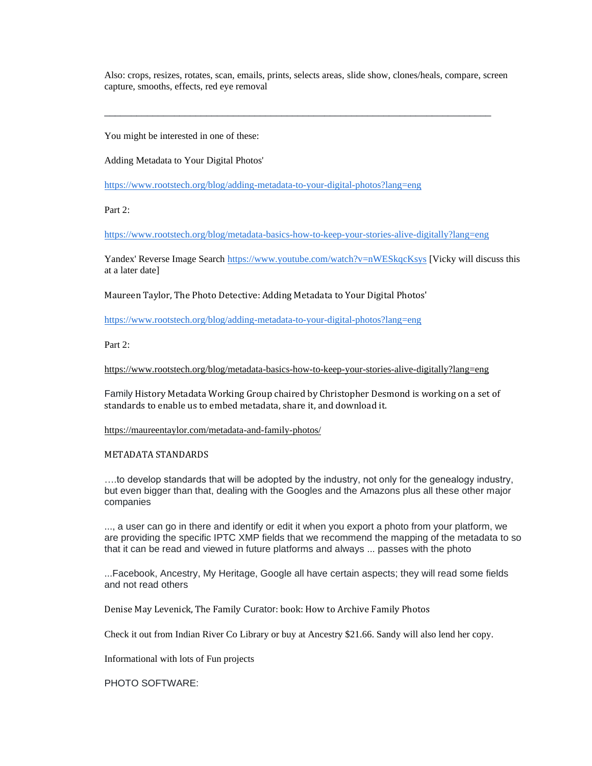Also: crops, resizes, rotates, scan, emails, prints, selects areas, slide show, clones/heals, compare, screen capture, smooths, effects, red eye removal

---

You might be interested in one of these:

Adding Metadata to Your Digital Photos'

https://www.rootstech.org/blog/adding-metadata-to-your-digital-photos?lang=eng

Part 2:

https://www.rootstech.org/blog/metadata-basics-how-to-keep-your-stories-alive-digitally?lang=eng

Yandex' Reverse Image Search https://www.youtube.com/watch?v=nWESkqcKsys [Vicky will discuss this at a later date]

Maureen Taylor, The Photo Detective: Adding Metadata to Your Digital Photos'

https://www.rootstech.org/blog/adding-metadata-to-your-digital-photos?lang=eng

Part 2:

https://www.rootstech.org/blog/metadata-basics-how-to-keep-your-stories-alive-digitally?lang=eng

Family History Metadata Working Group chaired by Christopher Desmond is working on a set of standards to enable us to embed metadata, share it, and download it.

https://maureentaylor.com/metadata-and-family-photos/

METADATA STANDARDS

….to develop standards that will be adopted by the industry, not only for the genealogy industry, but even bigger than that, dealing with the Googles and the Amazons plus all these other major companies

..., a user can go in there and identify or edit it when you export a photo from your platform, we are providing the specific IPTC XMP fields that we recommend the mapping of the metadata to so that it can be read and viewed in future platforms and always ... passes with the photo

...Facebook, Ancestry, My Heritage, Google all have certain aspects; they will read some fields and not read others

Denise May Levenick, The Family Curator: book: How to Archive Family Photos

Check it out from Indian River Co Library or buy at Ancestry $21.66. Sandy will also lend her copy.

Informational with lots of Fun projects

PHOTO SOFTWARE: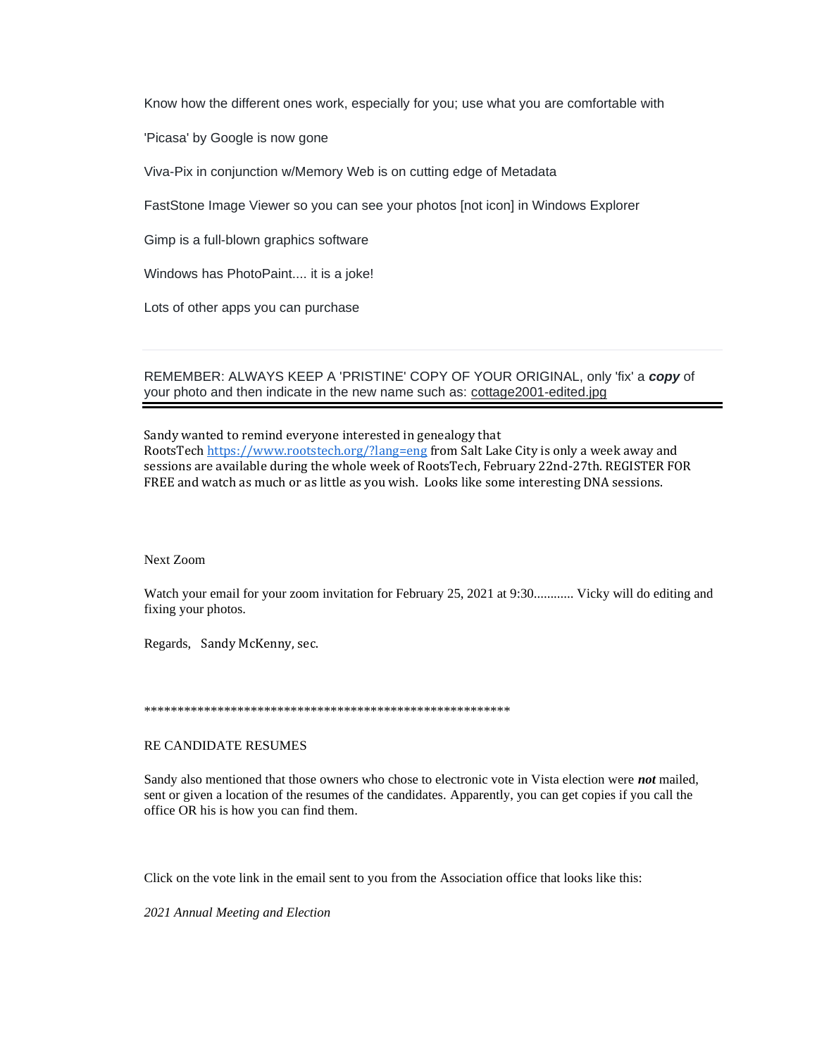Know how the different ones work, especially for you; use what you are comfortable with

'Picasa' by Google is now gone

Viva-Pix in conjunction w/Memory Web is on cutting edge of Metadata

FastStone Image Viewer so you can see your photos [not icon] in Windows Explorer

Gimp is a full-blown graphics software

Windows has PhotoPaint.... it is a joke!

Lots of other apps you can purchase

---

REMEMBER: ALWAYS KEEP A 'PRISTINE' COPY OF YOUR ORIGINAL, only 'fix' a ***copy*** of your photo and then indicate in the new name such as: cottage2001-edited.jpg

---

Sandy wanted to remind everyone interested in genealogy that RootsTech https://www.rootstech.org/?lang=eng from Salt Lake City is only a week away and sessions are available during the whole week of RootsTech, February 22nd-27th. REGISTER FOR FREE and watch as much or as little as you wish. Looks like some interesting DNA sessions.

Next Zoom

Watch your email for your zoom invitation for February 25, 2021 at 9:30............ Vicky will do editing and fixing your photos.

Regards, Sandy McKenny, sec.

*******************************************************

RE CANDIDATE RESUMES

Sandy also mentioned that those owners who chose to electronic vote in Vista election were ***not*** mailed, sent or given a location of the resumes of the candidates. Apparently, you can get copies if you call the office OR his is how you can find them.

Click on the vote link in the email sent to you from the Association office that looks like this:

*2021 Annual Meeting and Election*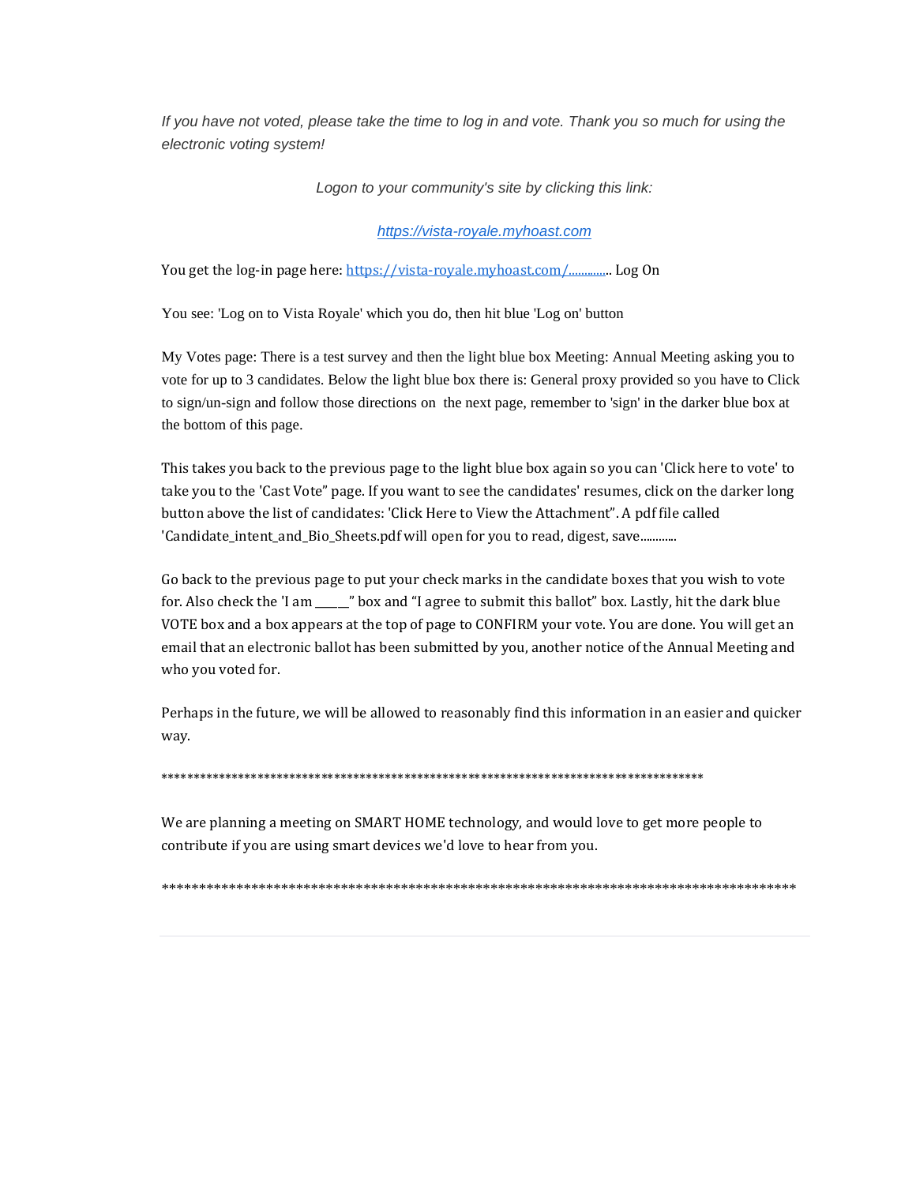*If you have not voted, please take the time to log in and vote. Thank you so much for using the electronic voting system!*

*Logon to your community's site by clicking this link:*

*[https://vista-royale.myhoast.com](https://vista-royale.myhoast.com)*

You get the log-in page here: [https://vista-royale.myhoast.com/............](https://vista-royale.myhoast.com/). Log On

You see: 'Log on to Vista Royale' which you do, then hit blue 'Log on' button

My Votes page: There is a test survey and then the light blue box Meeting: Annual Meeting asking you to vote for up to 3 candidates. Below the light blue box there is: General proxy provided so you have to Click to sign/un-sign and follow those directions on the next page, remember to 'sign' in the darker blue box at the bottom of this page.

This takes you back to the previous page to the light blue box again so you can 'Click here to vote' to take you to the 'Cast Vote" page. If you want to see the candidates' resumes, click on the darker long button above the list of candidates: 'Click Here to View the Attachment". A pdf file called 'Candidate_intent_and_Bio_Sheets.pdf will open for you to read, digest, save...........

Go back to the previous page to put your check marks in the candidate boxes that you wish to vote for. Also check the 'I am _____" box and "I agree to submit this ballot" box. Lastly, hit the dark blue VOTE box and a box appears at the top of page to CONFIRM your vote. You are done. You will get an email that an electronic ballot has been submitted by you, another notice of the Annual Meeting and who you voted for.

Perhaps in the future, we will be allowed to reasonably find this information in an easier and quicker way.

*****************************************************************************************

We are planning a meeting on SMART HOME technology, and would love to get more people to contribute if you are using smart devices we'd love to hear from you.

*****************************************************************************************

---